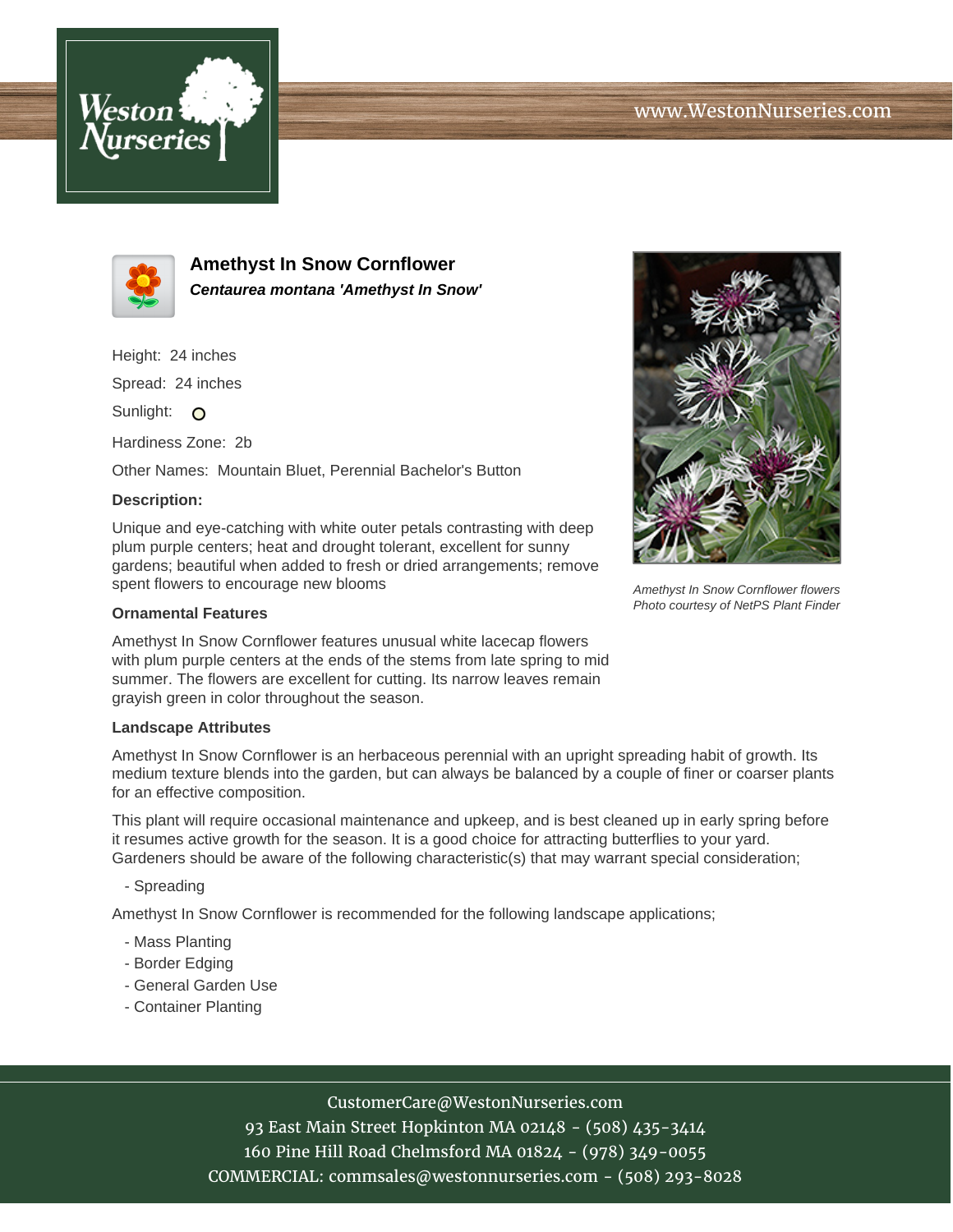# Amethyst In Snow Cornflower

***Centaurea montana 'Amethyst In Snow'***

Height: 24 inches

Spread: 24 inches

Sunlight:

Hardiness Zone: 2b

Other Names: Mountain Bluet, Perennial Bachelor's Button

**Description:**

Unique and eye-catching with white outer petals contrasting with deep plum purple centers; heat and drought tolerant, excellent for sunny gardens; beautiful when added to fresh or dried arrangements; remove spent flowers to encourage new blooms

*Amethyst In Snow Cornflower flowers*
*Photo courtesy of NetPS Plant Finder*

**Ornamental Features**

Amethyst In Snow Cornflower features unusual white lacecap flowers with plum purple centers at the ends of the stems from late spring to mid summer. The flowers are excellent for cutting. Its narrow leaves remain grayish green in color throughout the season.

**Landscape Attributes**

Amethyst In Snow Cornflower is an herbaceous perennial with an upright spreading habit of growth. Its medium texture blends into the garden, but can always be balanced by a couple of finer or coarser plants for an effective composition.

This plant will require occasional maintenance and upkeep, and is best cleaned up in early spring before it resumes active growth for the season. It is a good choice for attracting butterflies to your yard. Gardeners should be aware of the following characteristic(s) that may warrant special consideration;

- Spreading

Amethyst In Snow Cornflower is recommended for the following landscape applications;

- Mass Planting
- Border Edging
- General Garden Use
- Container Planting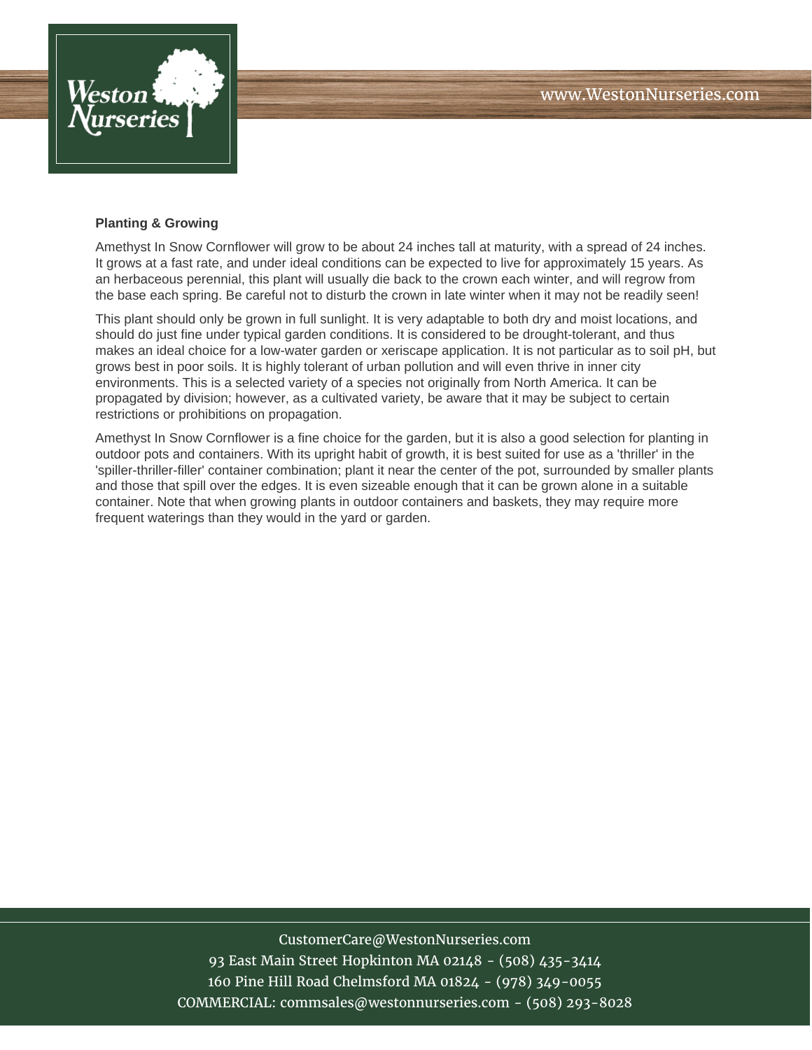**Planting & Growing**

Amethyst In Snow Cornflower will grow to be about 24 inches tall at maturity, with a spread of 24 inches. It grows at a fast rate, and under ideal conditions can be expected to live for approximately 15 years. As an herbaceous perennial, this plant will usually die back to the crown each winter, and will regrow from the base each spring. Be careful not to disturb the crown in late winter when it may not be readily seen!

This plant should only be grown in full sunlight. It is very adaptable to both dry and moist locations, and should do just fine under typical garden conditions. It is considered to be drought-tolerant, and thus makes an ideal choice for a low-water garden or xeriscape application. It is not particular as to soil pH, but grows best in poor soils. It is highly tolerant of urban pollution and will even thrive in inner city environments. This is a selected variety of a species not originally from North America. It can be propagated by division; however, as a cultivated variety, be aware that it may be subject to certain restrictions or prohibitions on propagation.

Amethyst In Snow Cornflower is a fine choice for the garden, but it is also a good selection for planting in outdoor pots and containers. With its upright habit of growth, it is best suited for use as a 'thriller' in the 'spiller-thriller-filler' container combination; plant it near the center of the pot, surrounded by smaller plants and those that spill over the edges. It is even sizeable enough that it can be grown alone in a suitable container. Note that when growing plants in outdoor containers and baskets, they may require more frequent waterings than they would in the yard or garden.